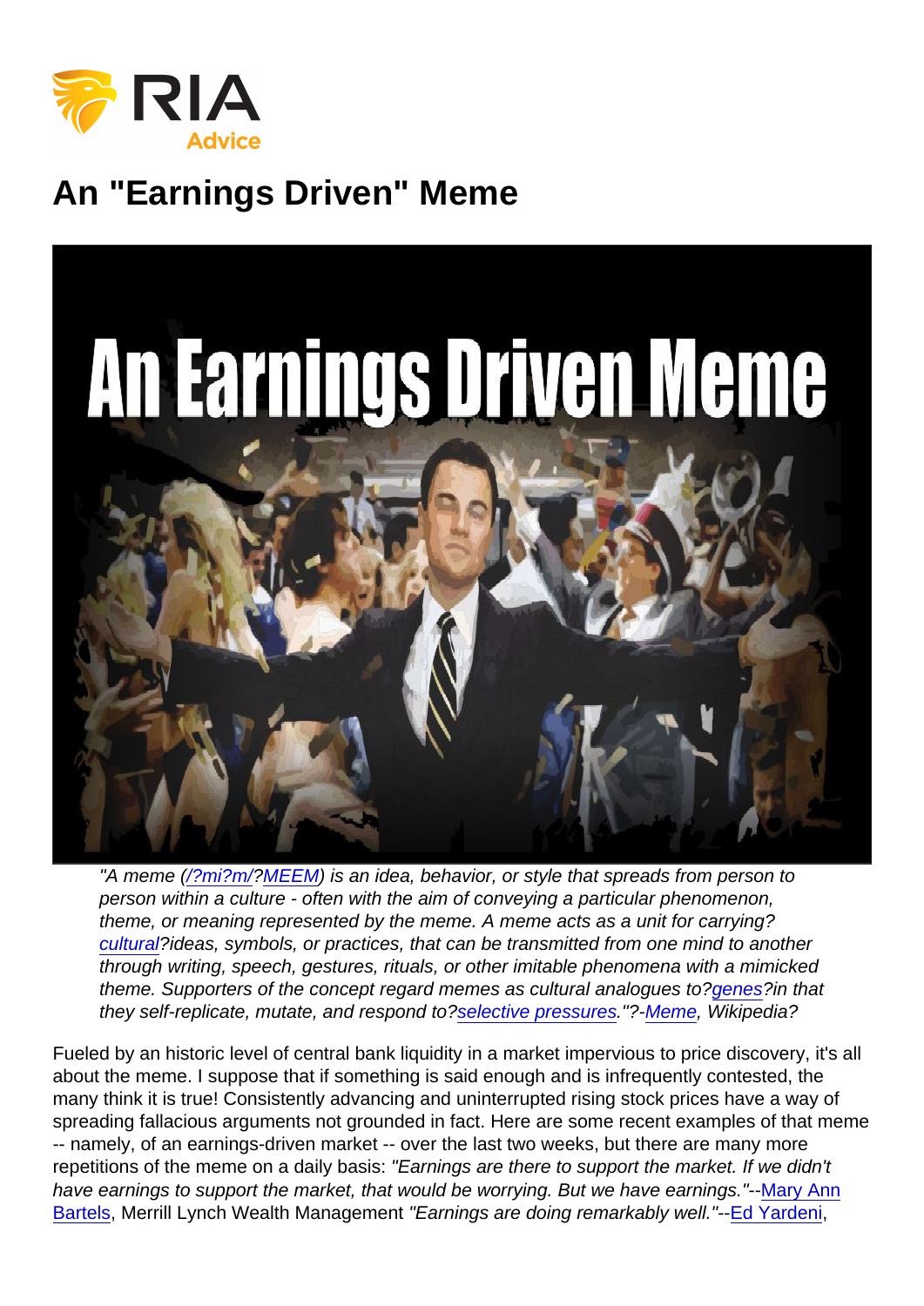# An "Earnings Driven" Meme

> *"A meme (/?mi?m/?MEEM) is an idea, behavior, or style that spreads from person to person within a culture - often with the aim of conveying a particular phenomenon, theme, or meaning represented by the meme. A meme acts as a unit for carrying? cultural?ideas, symbols, or practices, that can be transmitted from one mind to another through writing, speech, gestures, rituals, or other imitable phenomena with a mimicked theme. Supporters of the concept regard memes as cultural analogues to?genes?in that they self-replicate, mutate, and respond to?selective pressures."?-Meme, Wikipedia?*

Fueled by an historic level of central bank liquidity in a market impervious to price discovery, it's all about the meme. I suppose that if something is said enough and is infrequently contested, the many think it is true! Consistently advancing and uninterrupted rising stock prices have a way of spreading fallacious arguments not grounded in fact. Here are some recent examples of that meme -- namely, of an earnings-driven market -- over the last two weeks, but there are many more repetitions of the meme on a daily basis: *"Earnings are there to support the market. If we didn't have earnings to support the market, that would be worrying. But we have earnings."*--Mary Ann Bartels, Merrill Lynch Wealth Management *"Earnings are doing remarkably well."*--Ed Yardeni,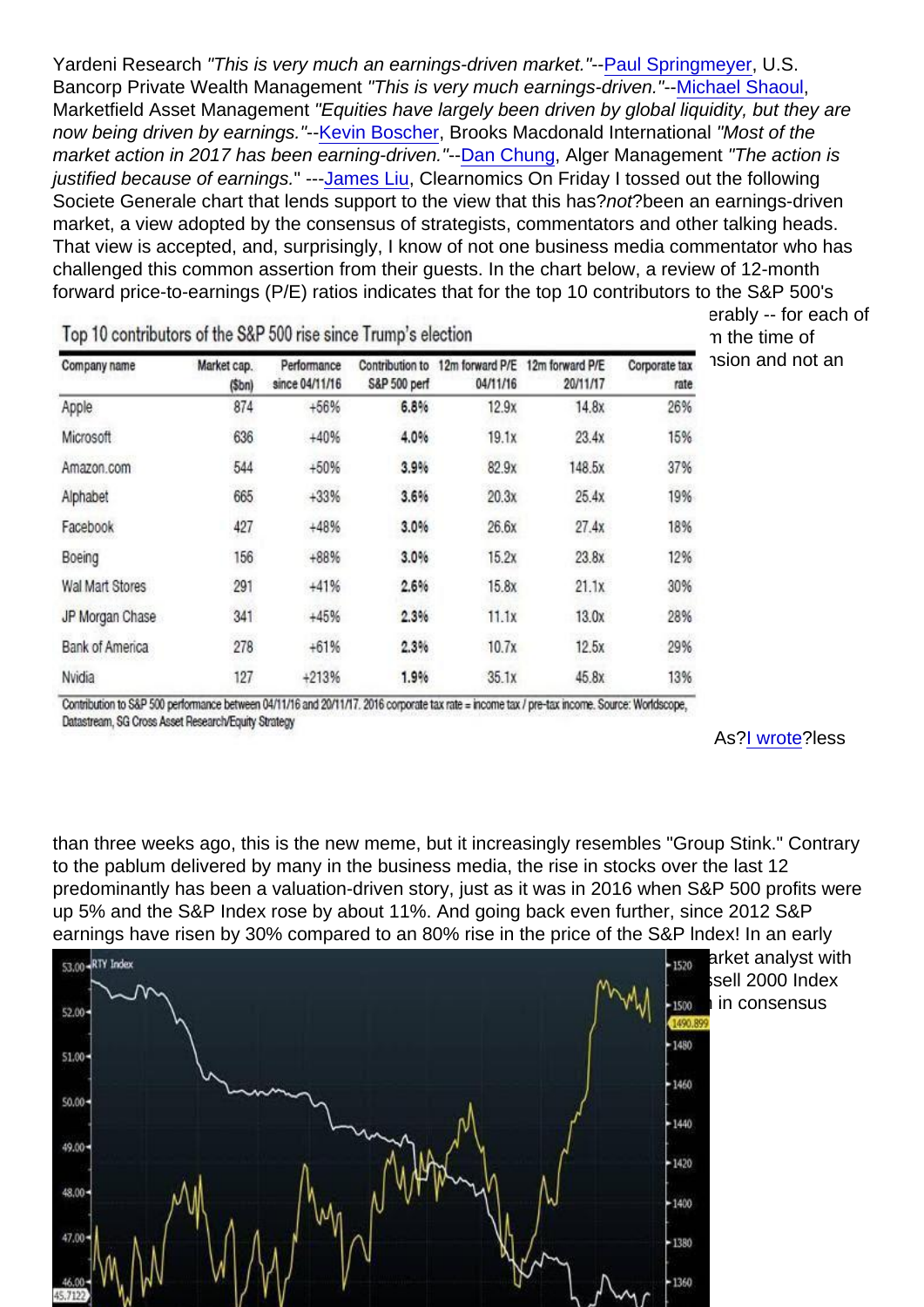Yardeni Research *"This is very much an earnings-driven market."*--Paul Springmeyer, U.S. Bancorp Private Wealth Management *"This is very much earnings-driven."*--Michael Shaoul, Marketfield Asset Management *"Equities have largely been driven by global liquidity, but they are now being driven by earnings."*--Kevin Boscher, Brooks Macdonald International *"Most of the market action in 2017 has been earning-driven."*--Dan Chung, Alger Management *"The action is justified because of earnings."* ---James Liu, Clearnomics On Friday I tossed out the following Societe Generale chart that lends support to the view that this has?*not*?been an earnings-driven market, a view adopted by the consensus of strategists, commentators and other talking heads. That view is accepted, and, surprisingly, I know of not one business media commentator who has challenged this common assertion from their guests. In the chart below, a review of 12-month forward price-to-earnings (P/E) ratios indicates that for the top 10 contributors to the S&P 500's

**Top 10 contributors of the S&P 500 rise since Trump's election**

| Company name | Market cap. ($bn) | Performance since 04/11/16 | Contribution to S&P 500 perf | 12m forward P/E 04/11/16 | 12m forward P/E 20/11/17 | Corporate tax rate |
|---|---|---|---|---|---|---|
| Apple | 874 | +56% | **6.8%** | 12.9x | 14.8x | 26% |
| Microsoft | 636 | +40% | **4.0%** | 19.1x | 23.4x | 15% |
| Amazon.com | 544 | +50% | **3.9%** | 82.9x | 148.5x | 37% |
| Alphabet | 665 | +33% | **3.6%** | 20.3x | 25.4x | 19% |
| Facebook | 427 | +48% | **3.0%** | 26.6x | 27.4x | 18% |
| Boeing | 156 | +88% | **3.0%** | 15.2x | 23.8x | 12% |
| Wal Mart Stores | 291 | +41% | **2.6%** | 15.8x | 21.1x | 30% |
| JP Morgan Chase | 341 | +45% | **2.3%** | 11.1x | 13.0x | 28% |
| Bank of America | 278 | +61% | **2.3%** | 10.7x | 12.5x | 29% |
| Nvidia | 127 | +213% | **1.9%** | 35.1x | 45.8x | 13% |

Contribution to S&P 500 performance between 04/11/16 and 20/11/17. 2016 corporate tax rate = income tax / pre-tax income. Source: Worldscope, Datastream, SG Cross Asset Research/Equity Strategy

erably -- for each of ... n the time of ... nsion and not an ... As?I wrote?less than three weeks ago, this is the new meme, but it increasingly resembles "Group Stink." Contrary to the pablum delivered by many in the business media, the rise in stocks over the last 12 predominantly has been a valuation-driven story, just as it was in 2016 when S&P 500 profits were up 5% and the S&P Index rose by about 11%. And going back even further, since 2012 S&P earnings have risen by 30% compared to an 80% rise in the price of the S&P Index! In an early ... arket analyst with ... ssell 2000 Index ... in consensus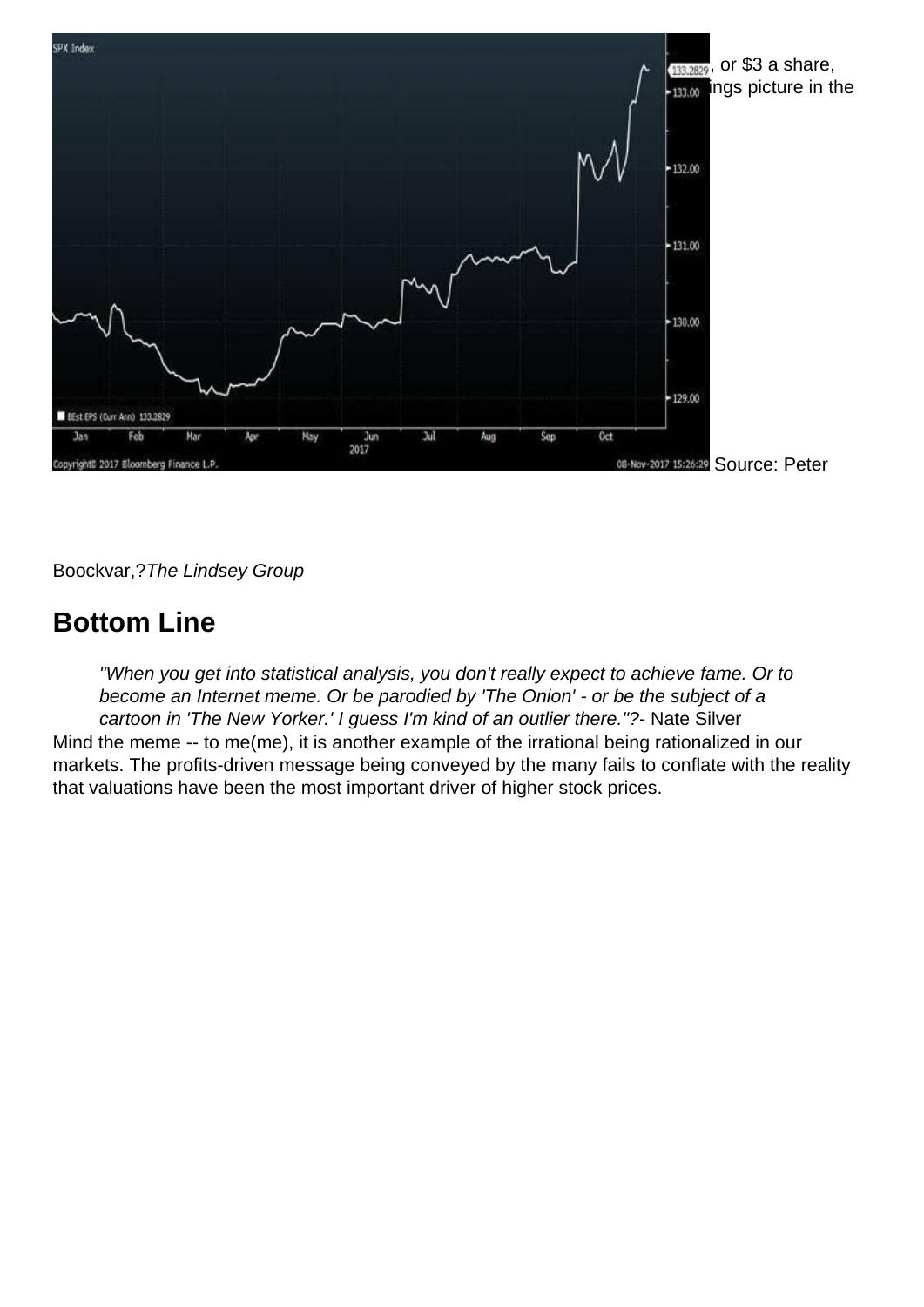SPX Index

133.2829
133.00
132.00
131.00
130.00
129.00

BEst EPS (Curr Ann) 133.2829

Jan Feb Mar Apr May Jun Jul Aug Sep Oct
2017

Copyright© 2017 Bloomberg Finance L.P.
08-Nov-2017 15:26:29

, or $3 a share,
ings picture in the

Source: Peter Boockvar,?*The Lindsey Group*

## Bottom Line

> *"When you get into statistical analysis, you don't really expect to achieve fame. Or to become an Internet meme. Or be parodied by 'The Onion' - or be the subject of a cartoon in 'The New Yorker.' I guess I'm kind of an outlier there."?*- Nate Silver

Mind the meme -- to me(me), it is another example of the irrational being rationalized in our markets. The profits-driven message being conveyed by the many fails to conflate with the reality that valuations have been the most important driver of higher stock prices.